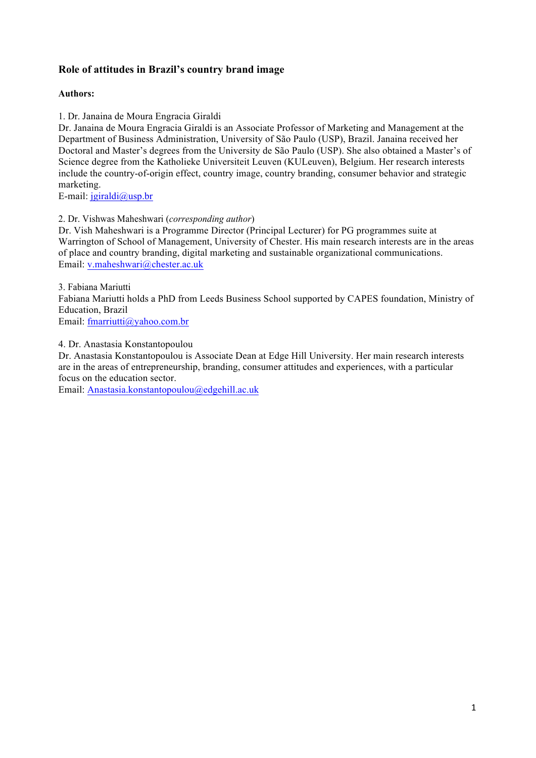# Role of attitudes in Brazil's country brand image

**Authors:**

1. Dr. Janaina de Moura Engracia Giraldi
Dr. Janaina de Moura Engracia Giraldi is an Associate Professor of Marketing and Management at the Department of Business Administration, University of São Paulo (USP), Brazil. Janaina received her Doctoral and Master's degrees from the University de São Paulo (USP). She also obtained a Master's of Science degree from the Katholieke Universiteit Leuven (KULeuven), Belgium. Her research interests include the country-of-origin effect, country image, country branding, consumer behavior and strategic marketing.
E-mail: jgiraldi@usp.br

2. Dr. Vishwas Maheshwari (*corresponding author*)
Dr. Vish Maheshwari is a Programme Director (Principal Lecturer) for PG programmes suite at Warrington of School of Management, University of Chester. His main research interests are in the areas of place and country branding, digital marketing and sustainable organizational communications.
Email: v.maheshwari@chester.ac.uk

3. Fabiana Mariutti
Fabiana Mariutti holds a PhD from Leeds Business School supported by CAPES foundation, Ministry of Education, Brazil
Email: fmarriutti@yahoo.com.br

4. Dr. Anastasia Konstantopoulou
Dr. Anastasia Konstantopoulou is Associate Dean at Edge Hill University. Her main research interests are in the areas of entrepreneurship, branding, consumer attitudes and experiences, with a particular focus on the education sector.
Email: Anastasia.konstantopoulou@edgehill.ac.uk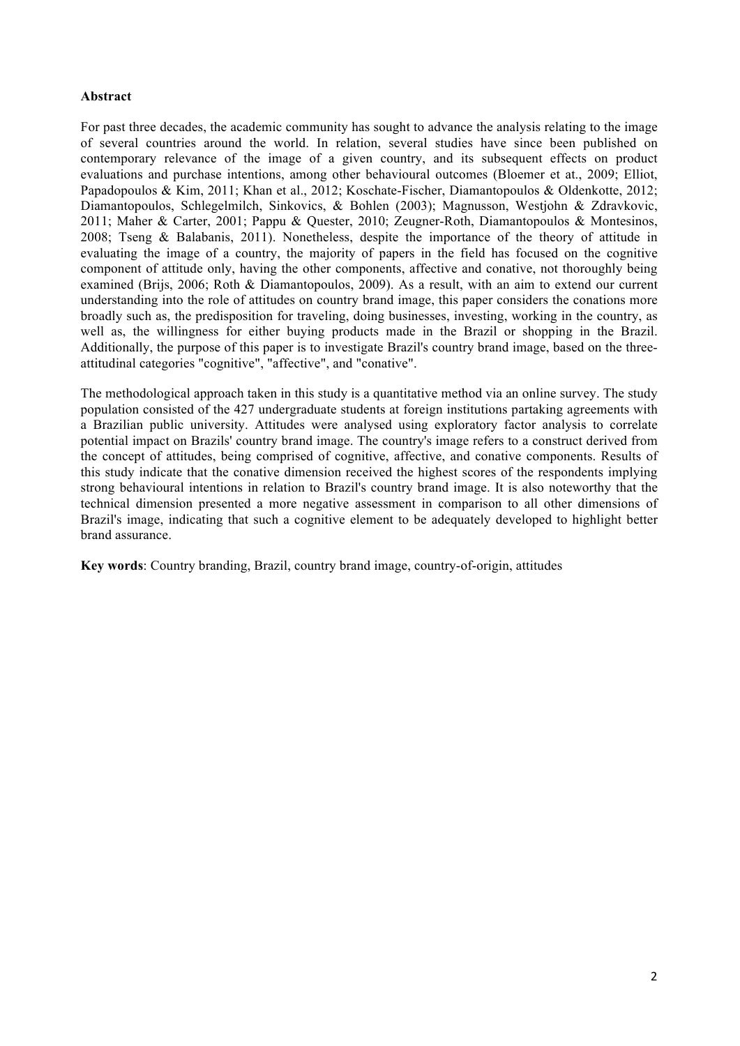**Abstract**

For past three decades, the academic community has sought to advance the analysis relating to the image of several countries around the world. In relation, several studies have since been published on contemporary relevance of the image of a given country, and its subsequent effects on product evaluations and purchase intentions, among other behavioural outcomes (Bloemer et at., 2009; Elliot, Papadopoulos & Kim, 2011; Khan et al., 2012; Koschate-Fischer, Diamantopoulos & Oldenkotte, 2012; Diamantopoulos, Schlegelmilch, Sinkovics, & Bohlen (2003); Magnusson, Westjohn & Zdravkovic, 2011; Maher & Carter, 2001; Pappu & Quester, 2010; Zeugner-Roth, Diamantopoulos & Montesinos, 2008; Tseng & Balabanis, 2011). Nonetheless, despite the importance of the theory of attitude in evaluating the image of a country, the majority of papers in the field has focused on the cognitive component of attitude only, having the other components, affective and conative, not thoroughly being examined (Brijs, 2006; Roth & Diamantopoulos, 2009). As a result, with an aim to extend our current understanding into the role of attitudes on country brand image, this paper considers the conations more broadly such as, the predisposition for traveling, doing businesses, investing, working in the country, as well as, the willingness for either buying products made in the Brazil or shopping in the Brazil. Additionally, the purpose of this paper is to investigate Brazil's country brand image, based on the three-attitudinal categories "cognitive", "affective", and "conative".

The methodological approach taken in this study is a quantitative method via an online survey. The study population consisted of the 427 undergraduate students at foreign institutions partaking agreements with a Brazilian public university. Attitudes were analysed using exploratory factor analysis to correlate potential impact on Brazils' country brand image. The country's image refers to a construct derived from the concept of attitudes, being comprised of cognitive, affective, and conative components. Results of this study indicate that the conative dimension received the highest scores of the respondents implying strong behavioural intentions in relation to Brazil's country brand image. It is also noteworthy that the technical dimension presented a more negative assessment in comparison to all other dimensions of Brazil's image, indicating that such a cognitive element to be adequately developed to highlight better brand assurance.

**Key words**: Country branding, Brazil, country brand image, country-of-origin, attitudes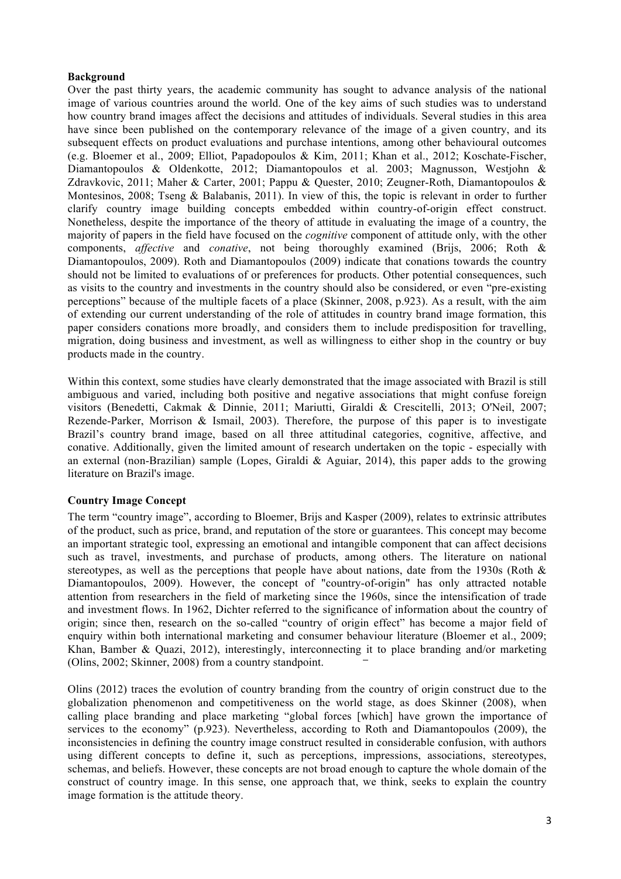**Background**

Over the past thirty years, the academic community has sought to advance analysis of the national image of various countries around the world. One of the key aims of such studies was to understand how country brand images affect the decisions and attitudes of individuals. Several studies in this area have since been published on the contemporary relevance of the image of a given country, and its subsequent effects on product evaluations and purchase intentions, among other behavioural outcomes (e.g. Bloemer et al., 2009; Elliot, Papadopoulos & Kim, 2011; Khan et al., 2012; Koschate-Fischer, Diamantopoulos & Oldenkotte, 2012; Diamantopoulos et al. 2003; Magnusson, Westjohn & Zdravkovic, 2011; Maher & Carter, 2001; Pappu & Quester, 2010; Zeugner-Roth, Diamantopoulos & Montesinos, 2008; Tseng & Balabanis, 2011). In view of this, the topic is relevant in order to further clarify country image building concepts embedded within country-of-origin effect construct. Nonetheless, despite the importance of the theory of attitude in evaluating the image of a country, the majority of papers in the field have focused on the *cognitive* component of attitude only, with the other components, *affective* and *conative*, not being thoroughly examined (Brijs, 2006; Roth & Diamantopoulos, 2009). Roth and Diamantopoulos (2009) indicate that conations towards the country should not be limited to evaluations of or preferences for products. Other potential consequences, such as visits to the country and investments in the country should also be considered, or even "pre-existing perceptions" because of the multiple facets of a place (Skinner, 2008, p.923). As a result, with the aim of extending our current understanding of the role of attitudes in country brand image formation, this paper considers conations more broadly, and considers them to include predisposition for travelling, migration, doing business and investment, as well as willingness to either shop in the country or buy products made in the country.

Within this context, some studies have clearly demonstrated that the image associated with Brazil is still ambiguous and varied, including both positive and negative associations that might confuse foreign visitors (Benedetti, Cakmak & Dinnie, 2011; Mariutti, Giraldi & Crescitelli, 2013; O'Neil, 2007; Rezende-Parker, Morrison & Ismail, 2003). Therefore, the purpose of this paper is to investigate Brazil's country brand image, based on all three attitudinal categories, cognitive, affective, and conative. Additionally, given the limited amount of research undertaken on the topic - especially with an external (non-Brazilian) sample (Lopes, Giraldi & Aguiar, 2014), this paper adds to the growing literature on Brazil's image.

**Country Image Concept**

The term "country image", according to Bloemer, Brijs and Kasper (2009), relates to extrinsic attributes of the product, such as price, brand, and reputation of the store or guarantees. This concept may become an important strategic tool, expressing an emotional and intangible component that can affect decisions such as travel, investments, and purchase of products, among others. The literature on national stereotypes, as well as the perceptions that people have about nations, date from the 1930s (Roth & Diamantopoulos, 2009). However, the concept of "country-of-origin" has only attracted notable attention from researchers in the field of marketing since the 1960s, since the intensification of trade and investment flows. In 1962, Dichter referred to the significance of information about the country of origin; since then, research on the so-called "country of origin effect" has become a major field of enquiry within both international marketing and consumer behaviour literature (Bloemer et al., 2009; Khan, Bamber & Quazi, 2012), interestingly, interconnecting it to place branding and/or marketing (Olins, 2002; Skinner, 2008) from a country standpoint.

Olins (2012) traces the evolution of country branding from the country of origin construct due to the globalization phenomenon and competitiveness on the world stage, as does Skinner (2008), when calling place branding and place marketing "global forces [which] have grown the importance of services to the economy" (p.923). Nevertheless, according to Roth and Diamantopoulos (2009), the inconsistencies in defining the country image construct resulted in considerable confusion, with authors using different concepts to define it, such as perceptions, impressions, associations, stereotypes, schemas, and beliefs. However, these concepts are not broad enough to capture the whole domain of the construct of country image. In this sense, one approach that, we think, seeks to explain the country image formation is the attitude theory.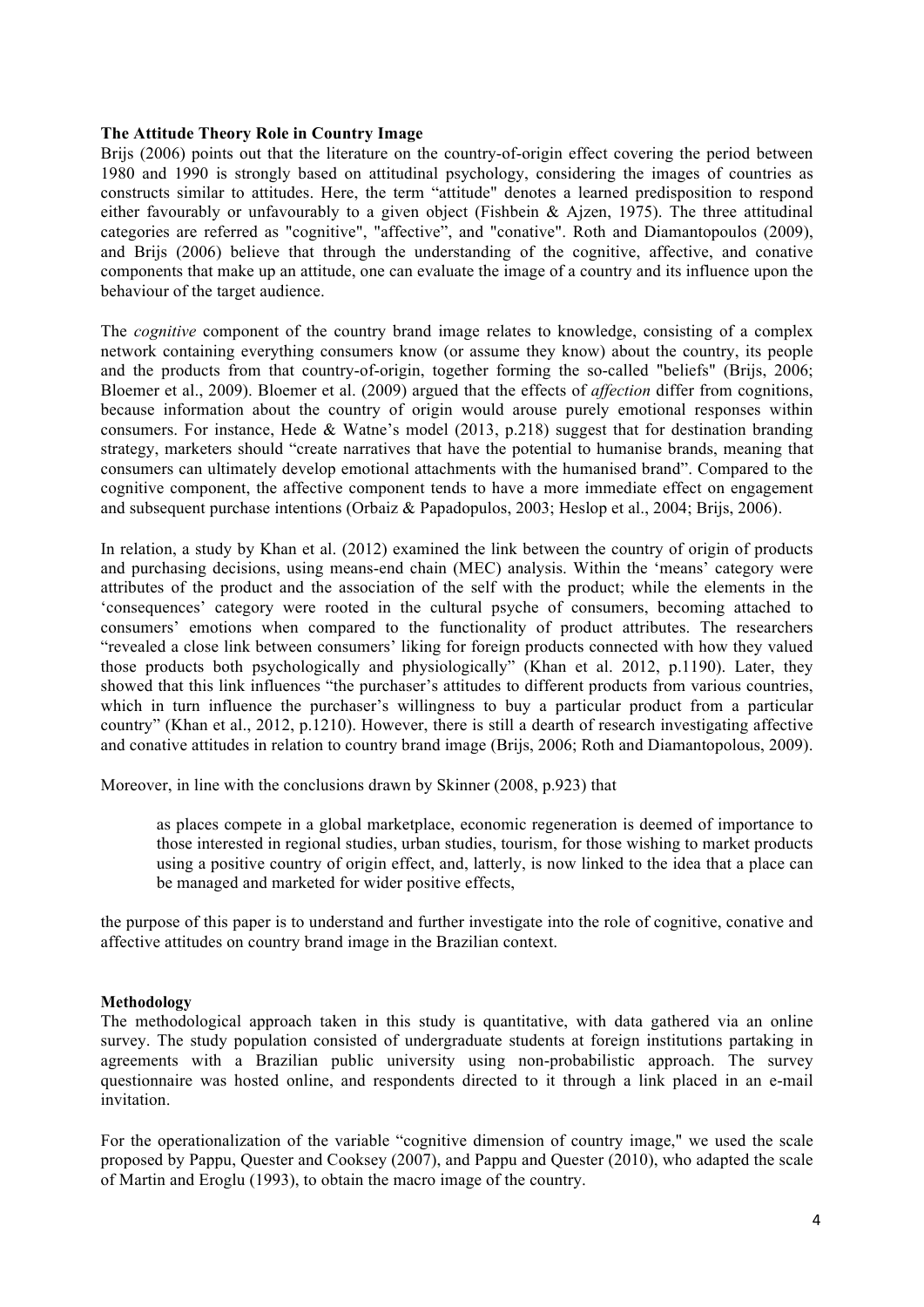**The Attitude Theory Role in Country Image**

Brijs (2006) points out that the literature on the country-of-origin effect covering the period between 1980 and 1990 is strongly based on attitudinal psychology, considering the images of countries as constructs similar to attitudes. Here, the term "attitude" denotes a learned predisposition to respond either favourably or unfavourably to a given object (Fishbein & Ajzen, 1975). The three attitudinal categories are referred as "cognitive", "affective", and "conative". Roth and Diamantopoulos (2009), and Brijs (2006) believe that through the understanding of the cognitive, affective, and conative components that make up an attitude, one can evaluate the image of a country and its influence upon the behaviour of the target audience.

The *cognitive* component of the country brand image relates to knowledge, consisting of a complex network containing everything consumers know (or assume they know) about the country, its people and the products from that country-of-origin, together forming the so-called "beliefs" (Brijs, 2006; Bloemer et al., 2009). Bloemer et al. (2009) argued that the effects of *affection* differ from cognitions, because information about the country of origin would arouse purely emotional responses within consumers. For instance, Hede & Watne's model (2013, p.218) suggest that for destination branding strategy, marketers should "create narratives that have the potential to humanise brands, meaning that consumers can ultimately develop emotional attachments with the humanised brand". Compared to the cognitive component, the affective component tends to have a more immediate effect on engagement and subsequent purchase intentions (Orbaiz & Papadopulos, 2003; Heslop et al., 2004; Brijs, 2006).

In relation, a study by Khan et al. (2012) examined the link between the country of origin of products and purchasing decisions, using means-end chain (MEC) analysis. Within the 'means' category were attributes of the product and the association of the self with the product; while the elements in the 'consequences' category were rooted in the cultural psyche of consumers, becoming attached to consumers' emotions when compared to the functionality of product attributes. The researchers "revealed a close link between consumers' liking for foreign products connected with how they valued those products both psychologically and physiologically" (Khan et al. 2012, p.1190). Later, they showed that this link influences "the purchaser's attitudes to different products from various countries, which in turn influence the purchaser's willingness to buy a particular product from a particular country" (Khan et al., 2012, p.1210). However, there is still a dearth of research investigating affective and conative attitudes in relation to country brand image (Brijs, 2006; Roth and Diamantopolous, 2009).

Moreover, in line with the conclusions drawn by Skinner (2008, p.923) that

> as places compete in a global marketplace, economic regeneration is deemed of importance to those interested in regional studies, urban studies, tourism, for those wishing to market products using a positive country of origin effect, and, latterly, is now linked to the idea that a place can be managed and marketed for wider positive effects,

the purpose of this paper is to understand and further investigate into the role of cognitive, conative and affective attitudes on country brand image in the Brazilian context.

**Methodology**

The methodological approach taken in this study is quantitative, with data gathered via an online survey. The study population consisted of undergraduate students at foreign institutions partaking in agreements with a Brazilian public university using non-probabilistic approach. The survey questionnaire was hosted online, and respondents directed to it through a link placed in an e-mail invitation.

For the operationalization of the variable "cognitive dimension of country image," we used the scale proposed by Pappu, Quester and Cooksey (2007), and Pappu and Quester (2010), who adapted the scale of Martin and Eroglu (1993), to obtain the macro image of the country.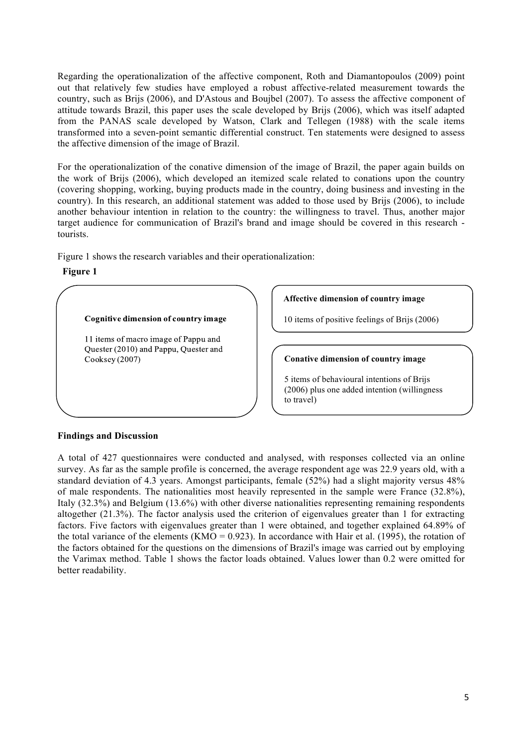Regarding the operationalization of the affective component, Roth and Diamantopoulos (2009) point out that relatively few studies have employed a robust affective-related measurement towards the country, such as Brijs (2006), and D'Astous and Boujbel (2007). To assess the affective component of attitude towards Brazil, this paper uses the scale developed by Brijs (2006), which was itself adapted from the PANAS scale developed by Watson, Clark and Tellegen (1988) with the scale items transformed into a seven-point semantic differential construct. Ten statements were designed to assess the affective dimension of the image of Brazil.

For the operationalization of the conative dimension of the image of Brazil, the paper again builds on the work of Brijs (2006), which developed an itemized scale related to conations upon the country (covering shopping, working, buying products made in the country, doing business and investing in the country). In this research, an additional statement was added to those used by Brijs (2006), to include another behaviour intention in relation to the country: the willingness to travel. Thus, another major target audience for communication of Brazil's brand and image should be covered in this research - tourists.

Figure 1 shows the research variables and their operationalization:

**Figure 1**

**Cognitive dimension of country image**

11 items of macro image of Pappu and Quester (2010) and Pappu, Quester and Cooksey (2007)

**Affective dimension of country image**

10 items of positive feelings of Brijs (2006)

**Conative dimension of country image**

5 items of behavioural intentions of Brijs (2006) plus one added intention (willingness to travel)

**Findings and Discussion**

A total of 427 questionnaires were conducted and analysed, with responses collected via an online survey. As far as the sample profile is concerned, the average respondent age was 22.9 years old, with a standard deviation of 4.3 years. Amongst participants, female (52%) had a slight majority versus 48% of male respondents. The nationalities most heavily represented in the sample were France (32.8%), Italy (32.3%) and Belgium (13.6%) with other diverse nationalities representing remaining respondents altogether (21.3%). The factor analysis used the criterion of eigenvalues greater than 1 for extracting factors. Five factors with eigenvalues greater than 1 were obtained, and together explained 64.89% of the total variance of the elements (KMO = 0.923). In accordance with Hair et al. (1995), the rotation of the factors obtained for the questions on the dimensions of Brazil's image was carried out by employing the Varimax method. Table 1 shows the factor loads obtained. Values lower than 0.2 were omitted for better readability.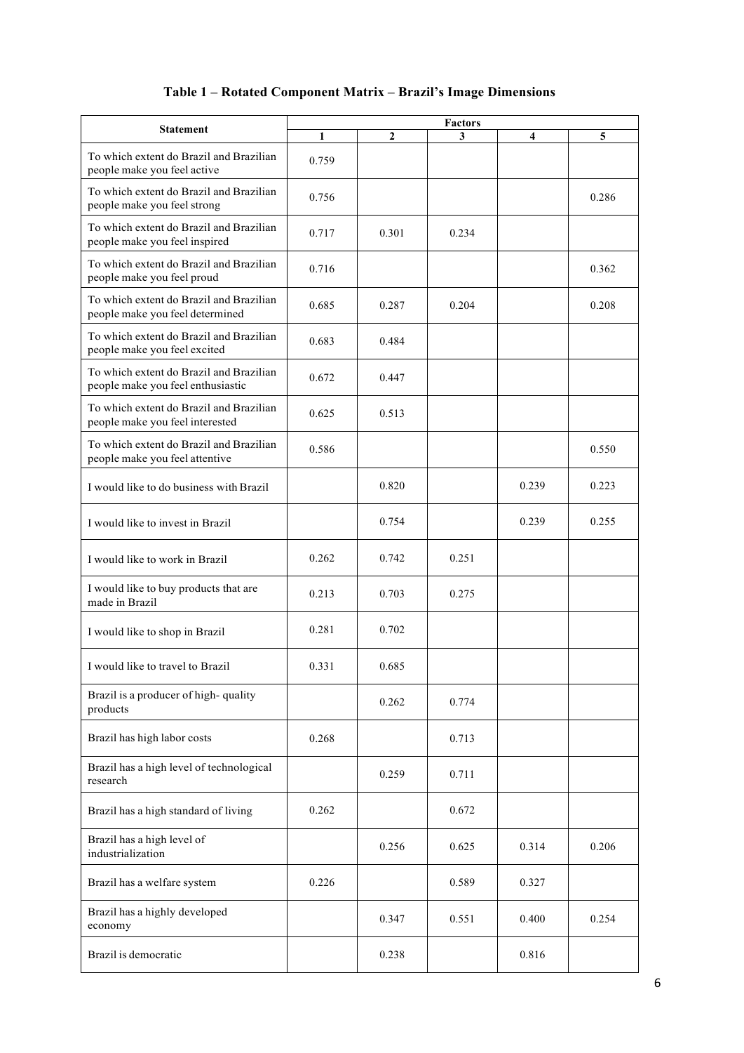**Table 1 – Rotated Component Matrix – Brazil's Image Dimensions**

| Statement | Factors | | | | |
|---|---|---|---|---|---|
| | 1 | 2 | 3 | 4 | 5 |
| To which extent do Brazil and Brazilian people make you feel active | 0.759 | | | | |
| To which extent do Brazil and Brazilian people make you feel strong | 0.756 | | | | 0.286 |
| To which extent do Brazil and Brazilian people make you feel inspired | 0.717 | 0.301 | 0.234 | | |
| To which extent do Brazil and Brazilian people make you feel proud | 0.716 | | | | 0.362 |
| To which extent do Brazil and Brazilian people make you feel determined | 0.685 | 0.287 | 0.204 | | 0.208 |
| To which extent do Brazil and Brazilian people make you feel excited | 0.683 | 0.484 | | | |
| To which extent do Brazil and Brazilian people make you feel enthusiastic | 0.672 | 0.447 | | | |
| To which extent do Brazil and Brazilian people make you feel interested | 0.625 | 0.513 | | | |
| To which extent do Brazil and Brazilian people make you feel attentive | 0.586 | | | | 0.550 |
| I would like to do business with Brazil | | 0.820 | | 0.239 | 0.223 |
| I would like to invest in Brazil | | 0.754 | | 0.239 | 0.255 |
| I would like to work in Brazil | 0.262 | 0.742 | 0.251 | | |
| I would like to buy products that are made in Brazil | 0.213 | 0.703 | 0.275 | | |
| I would like to shop in Brazil | 0.281 | 0.702 | | | |
| I would like to travel to Brazil | 0.331 | 0.685 | | | |
| Brazil is a producer of high- quality products | | 0.262 | 0.774 | | |
| Brazil has high labor costs | 0.268 | | 0.713 | | |
| Brazil has a high level of technological research | | 0.259 | 0.711 | | |
| Brazil has a high standard of living | 0.262 | | 0.672 | | |
| Brazil has a high level of industrialization | | 0.256 | 0.625 | 0.314 | 0.206 |
| Brazil has a welfare system | 0.226 | | 0.589 | 0.327 | |
| Brazil has a highly developed economy | | 0.347 | 0.551 | 0.400 | 0.254 |
| Brazil is democratic | | 0.238 | | 0.816 | |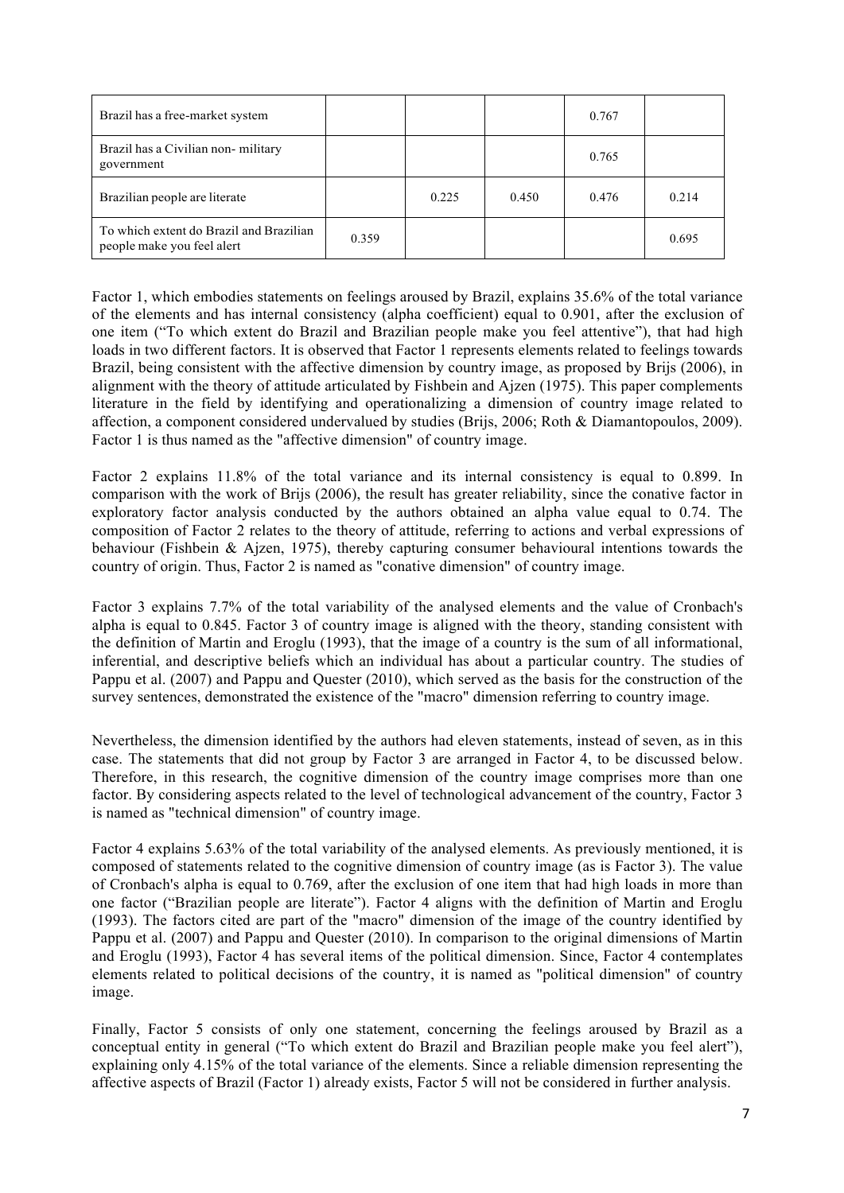| | | | | | |
|---|---|---|---|---|---|
| Brazil has a free-market system | | | | 0.767 | |
| Brazil has a Civilian non- military government | | | | 0.765 | |
| Brazilian people are literate | | 0.225 | 0.450 | 0.476 | 0.214 |
| To which extent do Brazil and Brazilian people make you feel alert | 0.359 | | | | 0.695 |

Factor 1, which embodies statements on feelings aroused by Brazil, explains 35.6% of the total variance of the elements and has internal consistency (alpha coefficient) equal to 0.901, after the exclusion of one item ("To which extent do Brazil and Brazilian people make you feel attentive"), that had high loads in two different factors. It is observed that Factor 1 represents elements related to feelings towards Brazil, being consistent with the affective dimension by country image, as proposed by Brijs (2006), in alignment with the theory of attitude articulated by Fishbein and Ajzen (1975). This paper complements literature in the field by identifying and operationalizing a dimension of country image related to affection, a component considered undervalued by studies (Brijs, 2006; Roth & Diamantopoulos, 2009). Factor 1 is thus named as the "affective dimension" of country image.

Factor 2 explains 11.8% of the total variance and its internal consistency is equal to 0.899. In comparison with the work of Brijs (2006), the result has greater reliability, since the conative factor in exploratory factor analysis conducted by the authors obtained an alpha value equal to 0.74. The composition of Factor 2 relates to the theory of attitude, referring to actions and verbal expressions of behaviour (Fishbein & Ajzen, 1975), thereby capturing consumer behavioural intentions towards the country of origin. Thus, Factor 2 is named as "conative dimension" of country image.

Factor 3 explains 7.7% of the total variability of the analysed elements and the value of Cronbach's alpha is equal to 0.845. Factor 3 of country image is aligned with the theory, standing consistent with the definition of Martin and Eroglu (1993), that the image of a country is the sum of all informational, inferential, and descriptive beliefs which an individual has about a particular country. The studies of Pappu et al. (2007) and Pappu and Quester (2010), which served as the basis for the construction of the survey sentences, demonstrated the existence of the "macro" dimension referring to country image.

Nevertheless, the dimension identified by the authors had eleven statements, instead of seven, as in this case. The statements that did not group by Factor 3 are arranged in Factor 4, to be discussed below. Therefore, in this research, the cognitive dimension of the country image comprises more than one factor. By considering aspects related to the level of technological advancement of the country, Factor 3 is named as "technical dimension" of country image.

Factor 4 explains 5.63% of the total variability of the analysed elements. As previously mentioned, it is composed of statements related to the cognitive dimension of country image (as is Factor 3). The value of Cronbach's alpha is equal to 0.769, after the exclusion of one item that had high loads in more than one factor ("Brazilian people are literate"). Factor 4 aligns with the definition of Martin and Eroglu (1993). The factors cited are part of the "macro" dimension of the image of the country identified by Pappu et al. (2007) and Pappu and Quester (2010). In comparison to the original dimensions of Martin and Eroglu (1993), Factor 4 has several items of the political dimension. Since, Factor 4 contemplates elements related to political decisions of the country, it is named as "political dimension" of country image.

Finally, Factor 5 consists of only one statement, concerning the feelings aroused by Brazil as a conceptual entity in general ("To which extent do Brazil and Brazilian people make you feel alert"), explaining only 4.15% of the total variance of the elements. Since a reliable dimension representing the affective aspects of Brazil (Factor 1) already exists, Factor 5 will not be considered in further analysis.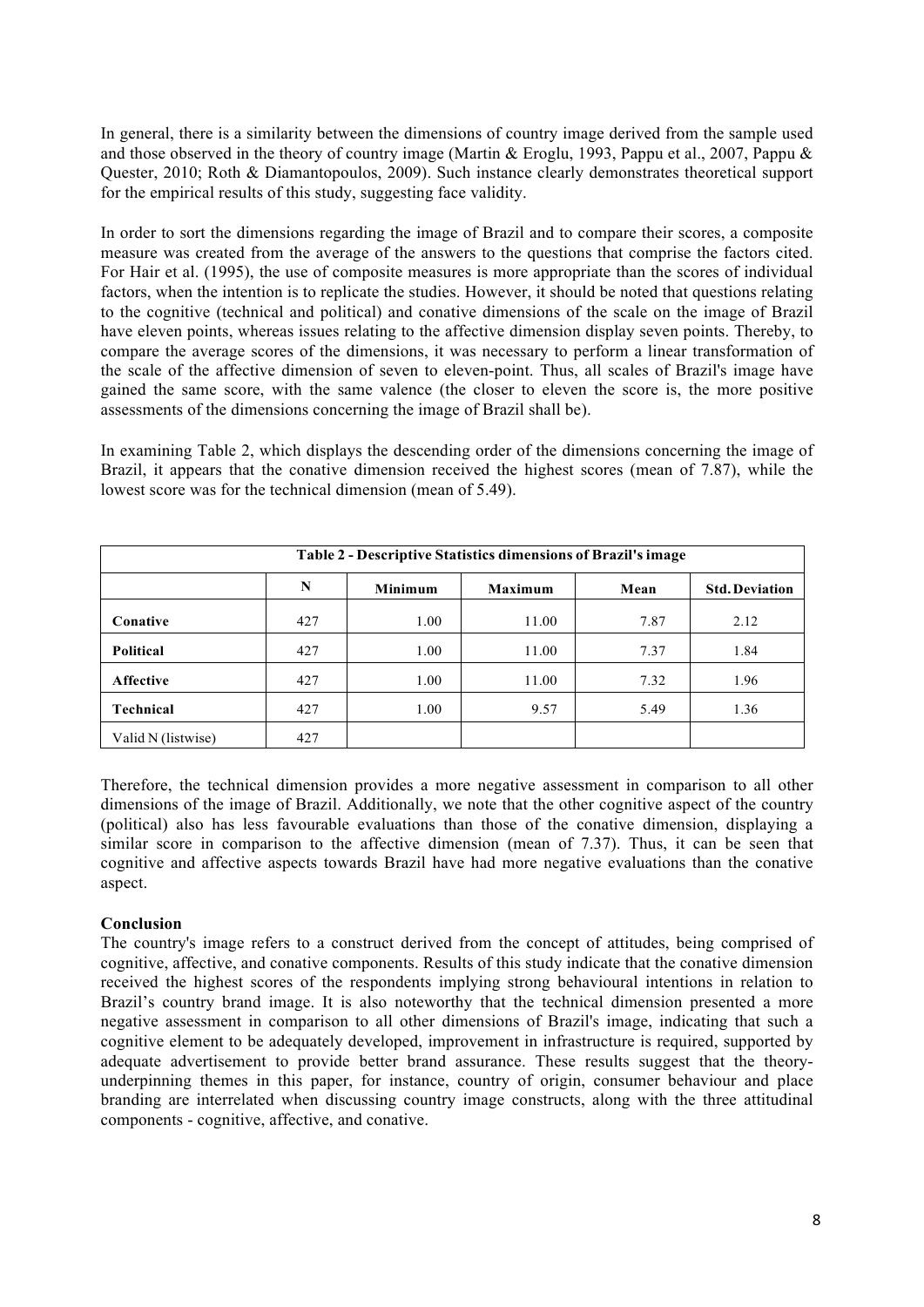In general, there is a similarity between the dimensions of country image derived from the sample used and those observed in the theory of country image (Martin & Eroglu, 1993, Pappu et al., 2007, Pappu & Quester, 2010; Roth & Diamantopoulos, 2009). Such instance clearly demonstrates theoretical support for the empirical results of this study, suggesting face validity.

In order to sort the dimensions regarding the image of Brazil and to compare their scores, a composite measure was created from the average of the answers to the questions that comprise the factors cited. For Hair et al. (1995), the use of composite measures is more appropriate than the scores of individual factors, when the intention is to replicate the studies. However, it should be noted that questions relating to the cognitive (technical and political) and conative dimensions of the scale on the image of Brazil have eleven points, whereas issues relating to the affective dimension display seven points. Thereby, to compare the average scores of the dimensions, it was necessary to perform a linear transformation of the scale of the affective dimension of seven to eleven-point. Thus, all scales of Brazil's image have gained the same score, with the same valence (the closer to eleven the score is, the more positive assessments of the dimensions concerning the image of Brazil shall be).

In examining Table 2, which displays the descending order of the dimensions concerning the image of Brazil, it appears that the conative dimension received the highest scores (mean of 7.87), while the lowest score was for the technical dimension (mean of 5.49).

**Table 2 - Descriptive Statistics dimensions of Brazil's image**

| | N | Minimum | Maximum | Mean | Std. Deviation |
|---|---|---|---|---|---|
| **Conative** | 427 | 1.00 | 11.00 | 7.87 | 2.12 |
| **Political** | 427 | 1.00 | 11.00 | 7.37 | 1.84 |
| **Affective** | 427 | 1.00 | 11.00 | 7.32 | 1.96 |
| **Technical** | 427 | 1.00 | 9.57 | 5.49 | 1.36 |
| Valid N (listwise) | 427 | | | | |

Therefore, the technical dimension provides a more negative assessment in comparison to all other dimensions of the image of Brazil. Additionally, we note that the other cognitive aspect of the country (political) also has less favourable evaluations than those of the conative dimension, displaying a similar score in comparison to the affective dimension (mean of 7.37). Thus, it can be seen that cognitive and affective aspects towards Brazil have had more negative evaluations than the conative aspect.

**Conclusion**

The country's image refers to a construct derived from the concept of attitudes, being comprised of cognitive, affective, and conative components. Results of this study indicate that the conative dimension received the highest scores of the respondents implying strong behavioural intentions in relation to Brazil's country brand image. It is also noteworthy that the technical dimension presented a more negative assessment in comparison to all other dimensions of Brazil's image, indicating that such a cognitive element to be adequately developed, improvement in infrastructure is required, supported by adequate advertisement to provide better brand assurance. These results suggest that the theory-underpinning themes in this paper, for instance, country of origin, consumer behaviour and place branding are interrelated when discussing country image constructs, along with the three attitudinal components - cognitive, affective, and conative.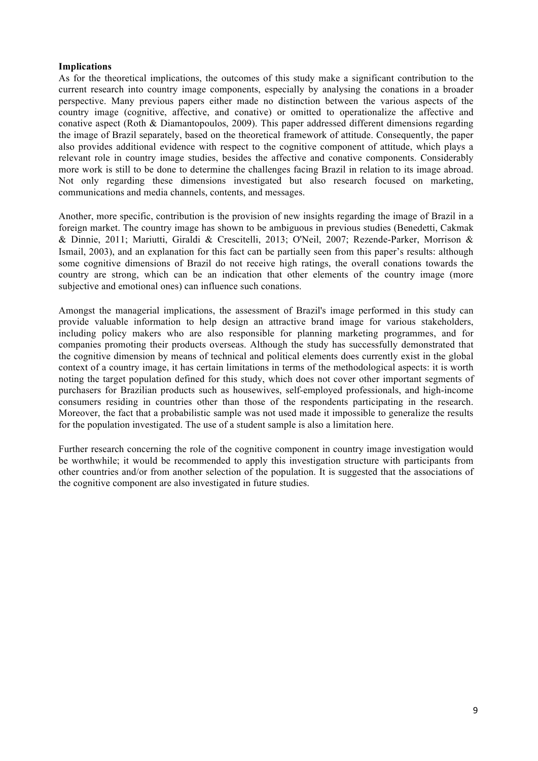**Implications**

As for the theoretical implications, the outcomes of this study make a significant contribution to the current research into country image components, especially by analysing the conations in a broader perspective. Many previous papers either made no distinction between the various aspects of the country image (cognitive, affective, and conative) or omitted to operationalize the affective and conative aspect (Roth & Diamantopoulos, 2009). This paper addressed different dimensions regarding the image of Brazil separately, based on the theoretical framework of attitude. Consequently, the paper also provides additional evidence with respect to the cognitive component of attitude, which plays a relevant role in country image studies, besides the affective and conative components. Considerably more work is still to be done to determine the challenges facing Brazil in relation to its image abroad. Not only regarding these dimensions investigated but also research focused on marketing, communications and media channels, contents, and messages.

Another, more specific, contribution is the provision of new insights regarding the image of Brazil in a foreign market. The country image has shown to be ambiguous in previous studies (Benedetti, Cakmak & Dinnie, 2011; Mariutti, Giraldi & Crescitelli, 2013; O'Neil, 2007; Rezende-Parker, Morrison & Ismail, 2003), and an explanation for this fact can be partially seen from this paper's results: although some cognitive dimensions of Brazil do not receive high ratings, the overall conations towards the country are strong, which can be an indication that other elements of the country image (more subjective and emotional ones) can influence such conations.

Amongst the managerial implications, the assessment of Brazil's image performed in this study can provide valuable information to help design an attractive brand image for various stakeholders, including policy makers who are also responsible for planning marketing programmes, and for companies promoting their products overseas. Although the study has successfully demonstrated that the cognitive dimension by means of technical and political elements does currently exist in the global context of a country image, it has certain limitations in terms of the methodological aspects: it is worth noting the target population defined for this study, which does not cover other important segments of purchasers for Brazilian products such as housewives, self-employed professionals, and high-income consumers residing in countries other than those of the respondents participating in the research. Moreover, the fact that a probabilistic sample was not used made it impossible to generalize the results for the population investigated. The use of a student sample is also a limitation here.

Further research concerning the role of the cognitive component in country image investigation would be worthwhile; it would be recommended to apply this investigation structure with participants from other countries and/or from another selection of the population. It is suggested that the associations of the cognitive component are also investigated in future studies.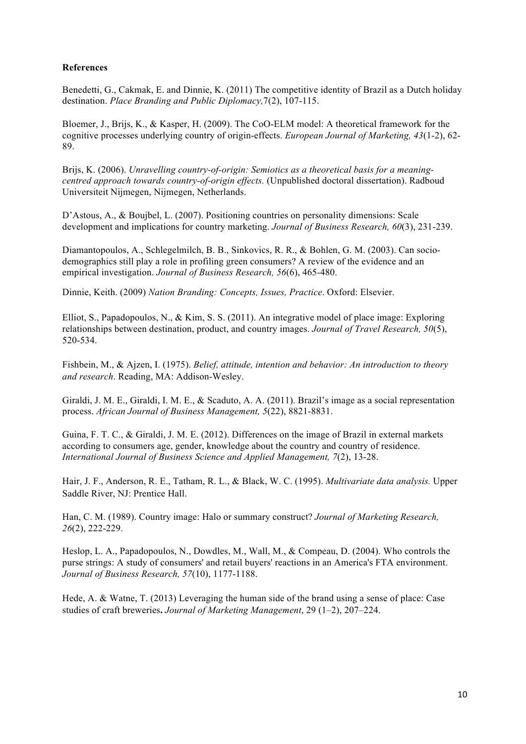**References**

Benedetti, G., Cakmak, E. and Dinnie, K. (2011) The competitive identity of Brazil as a Dutch holiday destination. *Place Branding and Public Diplomacy,*7(2), 107-115.

Bloemer, J., Brijs, K., & Kasper, H. (2009). The CoO-ELM model: A theoretical framework for the cognitive processes underlying country of origin-effects. *European Journal of Marketing, 43*(1-2), 62-89.

Brijs, K. (2006). *Unravelling country-of-origin: Semiotics as a theoretical basis for a meaning-centred approach towards country-of-origin effects.* (Unpublished doctoral dissertation). Radboud Universiteit Nijmegen, Nijmegen, Netherlands.

D'Astous, A., & Boujbel, L. (2007). Positioning countries on personality dimensions: Scale development and implications for country marketing. *Journal of Business Research, 60*(3), 231-239.

Diamantopoulos, A., Schlegelmilch, B. B., Sinkovics, R. R., & Bohlen, G. M. (2003). Can socio-demographics still play a role in profiling green consumers? A review of the evidence and an empirical investigation. *Journal of Business Research, 56*(6), 465-480.

Dinnie, Keith. (2009) *Nation Branding: Concepts, Issues, Practice*. Oxford: Elsevier.

Elliot, S., Papadopoulos, N., & Kim, S. S. (2011). An integrative model of place image: Exploring relationships between destination, product, and country images. *Journal of Travel Research, 50*(5), 520-534.

Fishbein, M., & Ajzen, I. (1975). *Belief, attitude, intention and behavior: An introduction to theory and research*. Reading, MA: Addison-Wesley.

Giraldi, J. M. E., Giraldi, I. M. E., & Scaduto, A. A. (2011). Brazil's image as a social representation process. *African Journal of Business Management, 5*(22), 8821-8831.

Guina, F. T. C., & Giraldi, J. M. E. (2012). Differences on the image of Brazil in external markets according to consumers age, gender, knowledge about the country and country of residence. *International Journal of Business Science and Applied Management, 7*(2), 13-28.

Hair, J. F., Anderson, R. E., Tatham, R. L., & Black, W. C. (1995). *Multivariate data analysis.* Upper Saddle River, NJ: Prentice Hall.

Han, C. M. (1989). Country image: Halo or summary construct? *Journal of Marketing Research, 26*(2), 222-229.

Heslop, L. A., Papadopoulos, N., Dowdles, M., Wall, M., & Compeau, D. (2004). Who controls the purse strings: A study of consumers' and retail buyers' reactions in an America's FTA environment. *Journal of Business Research, 57*(10), 1177-1188.

Hede, A. & Watne, T. (2013) Leveraging the human side of the brand using a sense of place: Case studies of craft breweries**.** *Journal of Marketing Management*, 29 (1–2), 207–224.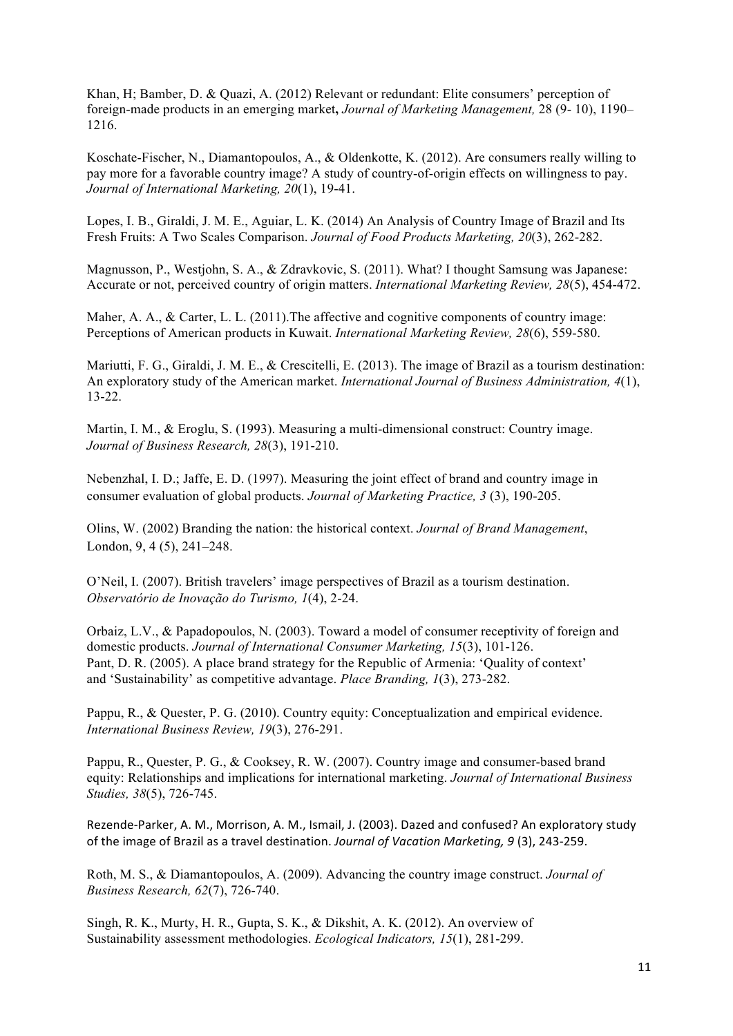Khan, H; Bamber, D. & Quazi, A. (2012) Relevant or redundant: Elite consumers' perception of foreign-made products in an emerging market**,** *Journal of Marketing Management,* 28 (9- 10), 1190–1216.

Koschate-Fischer, N., Diamantopoulos, A., & Oldenkotte, K. (2012). Are consumers really willing to pay more for a favorable country image? A study of country-of-origin effects on willingness to pay. *Journal of International Marketing, 20*(1), 19-41.

Lopes, I. B., Giraldi, J. M. E., Aguiar, L. K. (2014) An Analysis of Country Image of Brazil and Its Fresh Fruits: A Two Scales Comparison. *Journal of Food Products Marketing, 20*(3), 262-282.

Magnusson, P., Westjohn, S. A., & Zdravkovic, S. (2011). What? I thought Samsung was Japanese: Accurate or not, perceived country of origin matters. *International Marketing Review, 28*(5), 454-472.

Maher, A. A., & Carter, L. L. (2011).The affective and cognitive components of country image: Perceptions of American products in Kuwait. *International Marketing Review, 28*(6), 559-580.

Mariutti, F. G., Giraldi, J. M. E., & Crescitelli, E. (2013). The image of Brazil as a tourism destination: An exploratory study of the American market. *International Journal of Business Administration, 4*(1), 13-22.

Martin, I. M., & Eroglu, S. (1993). Measuring a multi-dimensional construct: Country image. *Journal of Business Research, 28*(3), 191-210.

Nebenzhal, I. D.; Jaffe, E. D. (1997). Measuring the joint effect of brand and country image in consumer evaluation of global products. *Journal of Marketing Practice, 3* (3), 190-205.

Olins, W. (2002) Branding the nation: the historical context. *Journal of Brand Management*, London, 9, 4 (5), 241–248.

O'Neil, I. (2007). British travelers' image perspectives of Brazil as a tourism destination. *Observatório de Inovação do Turismo, 1*(4), 2-24.

Orbaiz, L.V., & Papadopoulos, N. (2003). Toward a model of consumer receptivity of foreign and domestic products. *Journal of International Consumer Marketing, 15*(3), 101-126.
Pant, D. R. (2005). A place brand strategy for the Republic of Armenia: 'Quality of context' and 'Sustainability' as competitive advantage. *Place Branding, 1*(3), 273-282.

Pappu, R., & Quester, P. G. (2010). Country equity: Conceptualization and empirical evidence. *International Business Review, 19*(3), 276-291.

Pappu, R., Quester, P. G., & Cooksey, R. W. (2007). Country image and consumer-based brand equity: Relationships and implications for international marketing. *Journal of International Business Studies, 38*(5), 726-745.

Rezende-Parker, A. M., Morrison, A. M., Ismail, J. (2003). Dazed and confused? An exploratory study of the image of Brazil as a travel destination. *Journal of Vacation Marketing, 9* (3), 243-259.

Roth, M. S., & Diamantopoulos, A. (2009). Advancing the country image construct. *Journal of Business Research, 62*(7), 726-740.

Singh, R. K., Murty, H. R., Gupta, S. K., & Dikshit, A. K. (2012). An overview of Sustainability assessment methodologies. *Ecological Indicators, 15*(1), 281-299.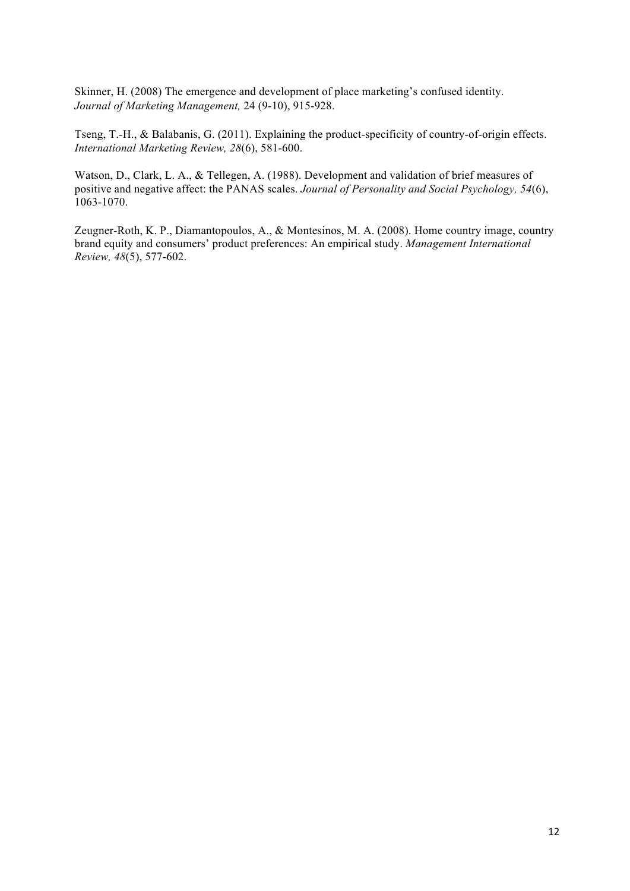Skinner, H. (2008) The emergence and development of place marketing's confused identity. *Journal of Marketing Management,* 24 (9-10), 915-928.

Tseng, T.-H., & Balabanis, G. (2011). Explaining the product-specificity of country-of-origin effects. *International Marketing Review, 28*(6), 581-600.

Watson, D., Clark, L. A., & Tellegen, A. (1988). Development and validation of brief measures of positive and negative affect: the PANAS scales. *Journal of Personality and Social Psychology, 54*(6), 1063-1070.

Zeugner-Roth, K. P., Diamantopoulos, A., & Montesinos, M. A. (2008). Home country image, country brand equity and consumers' product preferences: An empirical study. *Management International Review, 48*(5), 577-602.